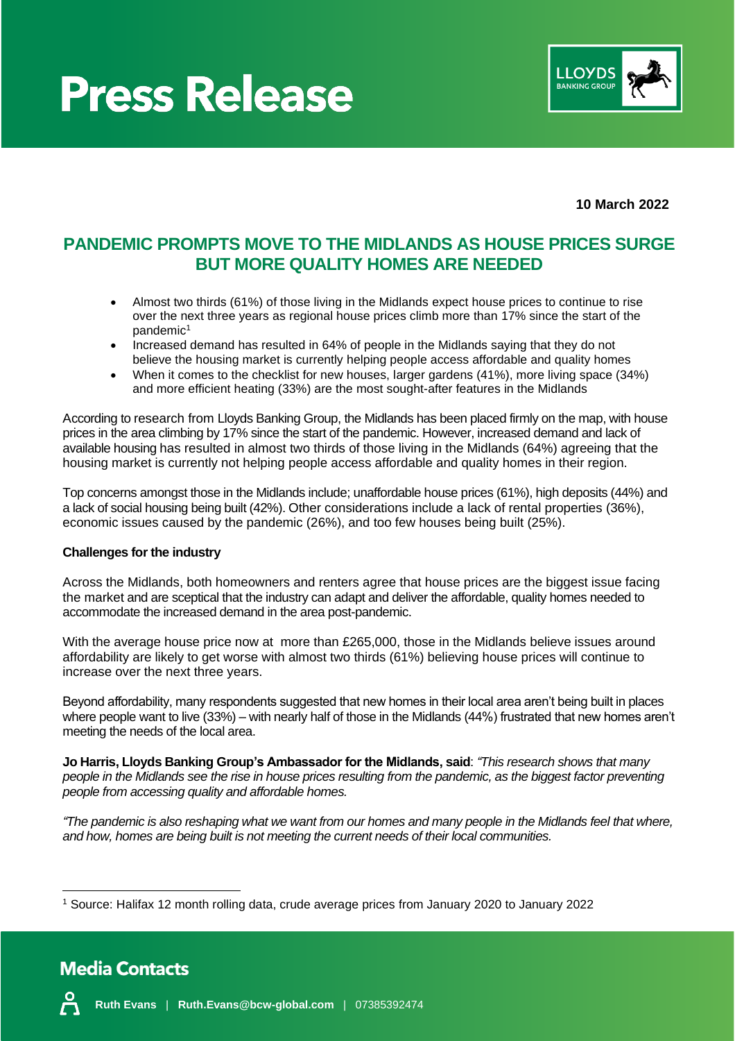# Press Release

**10 March 2022**

## PANDEMIC PROMPTS MOVE TO THE MIDLANDS AS HOUSE PRICES SURGE BUT MORE QUALITY HOMES ARE NEEDED

- Almost two thirds (61%) of those living in the Midlands expect house prices to continue to rise over the next three years as regional house prices climb more than 17% since the start of the pandemic[1]
- Increased demand has resulted in 64% of people in the Midlands saying that they do not believe the housing market is currently helping people access affordable and quality homes
- When it comes to the checklist for new houses, larger gardens (41%), more living space (34%) and more efficient heating (33%) are the most sought-after features in the Midlands

According to research from Lloyds Banking Group, the Midlands has been placed firmly on the map, with house prices in the area climbing by 17% since the start of the pandemic. However, increased demand and lack of available housing has resulted in almost two thirds of those living in the Midlands (64%) agreeing that the housing market is currently not helping people access affordable and quality homes in their region.

Top concerns amongst those in the Midlands include; unaffordable house prices (61%), high deposits (44%) and a lack of social housing being built (42%). Other considerations include a lack of rental properties (36%), economic issues caused by the pandemic (26%), and too few houses being built (25%).

**Challenges for the industry**

Across the Midlands, both homeowners and renters agree that house prices are the biggest issue facing the market and are sceptical that the industry can adapt and deliver the affordable, quality homes needed to accommodate the increased demand in the area post-pandemic.

With the average house price now at more than £265,000, those in the Midlands believe issues around affordability are likely to get worse with almost two thirds (61%) believing house prices will continue to increase over the next three years.

Beyond affordability, many respondents suggested that new homes in their local area aren't being built in places where people want to live (33%) – with nearly half of those in the Midlands (44%) frustrated that new homes aren't meeting the needs of the local area.

**Jo Harris, Lloyds Banking Group's Ambassador for the Midlands, said**: *"This research shows that many people in the Midlands see the rise in house prices resulting from the pandemic, as the biggest factor preventing people from accessing quality and affordable homes.*

*"The pandemic is also reshaping what we want from our homes and many people in the Midlands feel that where, and how, homes are being built is not meeting the current needs of their local communities.*

[1] Source: Halifax 12 month rolling data, crude average prices from January 2020 to January 2022

## Media Contacts

**Ruth Evans** | **Ruth.Evans@bcw-global.com** | 07385392474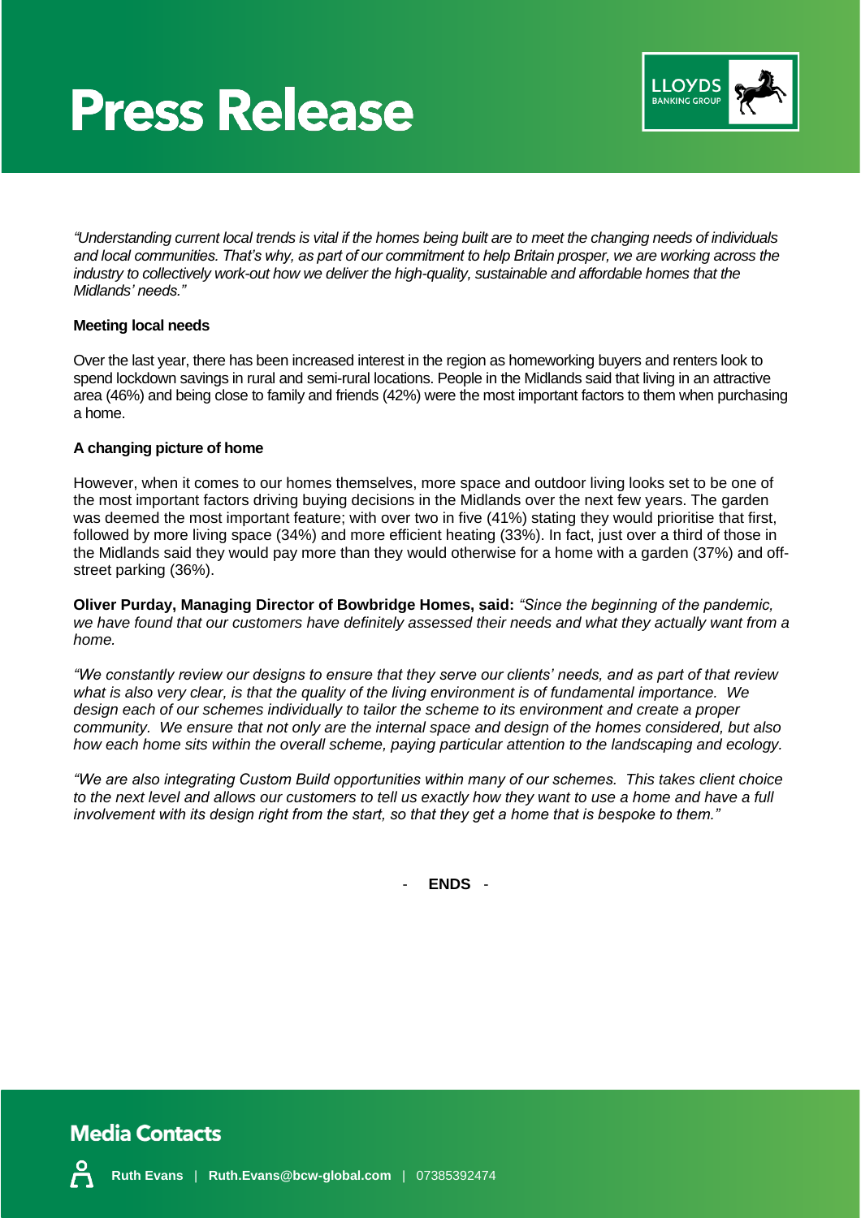*"Understanding current local trends is vital if the homes being built are to meet the changing needs of individuals and local communities. That's why, as part of our commitment to help Britain prosper, we are working across the industry to collectively work-out how we deliver the high-quality, sustainable and affordable homes that the Midlands' needs."*

**Meeting local needs**

Over the last year, there has been increased interest in the region as homeworking buyers and renters look to spend lockdown savings in rural and semi-rural locations. People in the Midlands said that living in an attractive area (46%) and being close to family and friends (42%) were the most important factors to them when purchasing a home.

**A changing picture of home**

However, when it comes to our homes themselves, more space and outdoor living looks set to be one of the most important factors driving buying decisions in the Midlands over the next few years. The garden was deemed the most important feature; with over two in five (41%) stating they would prioritise that first, followed by more living space (34%) and more efficient heating (33%). In fact, just over a third of those in the Midlands said they would pay more than they would otherwise for a home with a garden (37%) and off-street parking (36%).

**Oliver Purday, Managing Director of Bowbridge Homes, said:** *"Since the beginning of the pandemic, we have found that our customers have definitely assessed their needs and what they actually want from a home.*

*"We constantly review our designs to ensure that they serve our clients' needs, and as part of that review what is also very clear, is that the quality of the living environment is of fundamental importance. We design each of our schemes individually to tailor the scheme to its environment and create a proper community. We ensure that not only are the internal space and design of the homes considered, but also how each home sits within the overall scheme, paying particular attention to the landscaping and ecology.*

*"We are also integrating Custom Build opportunities within many of our schemes. This takes client choice to the next level and allows our customers to tell us exactly how they want to use a home and have a full involvement with its design right from the start, so that they get a home that is bespoke to them."*

\- **ENDS** -

## Media Contacts

**Ruth Evans** | **Ruth.Evans@bcw-global.com** | 07385392474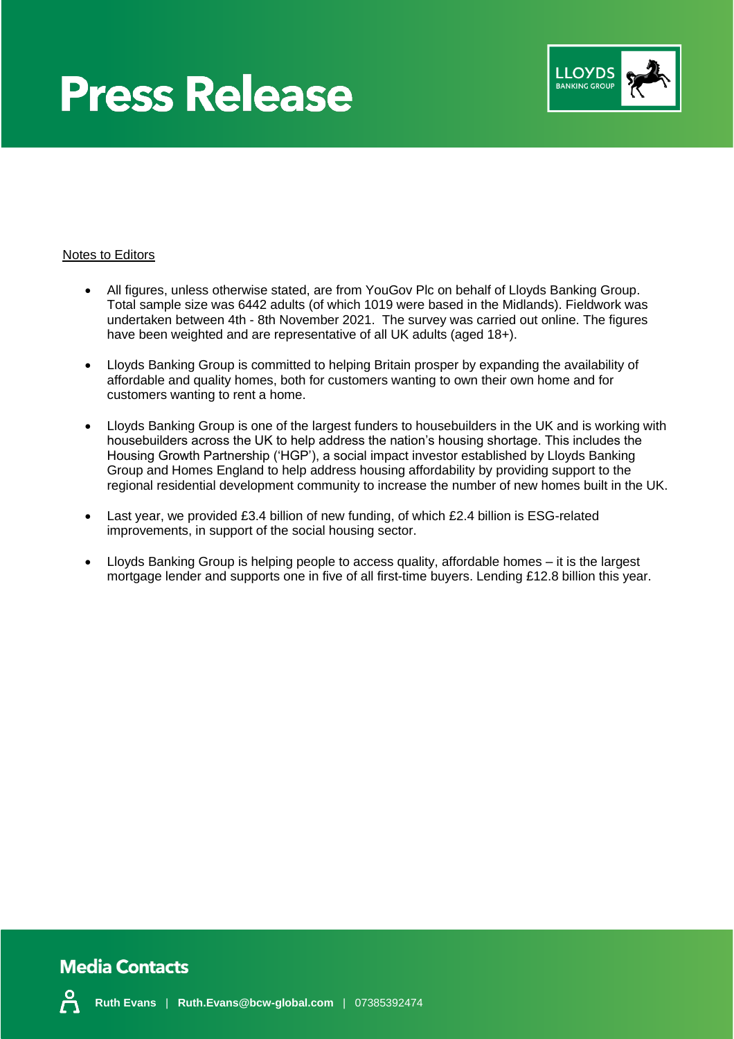# Press Release

Notes to Editors

- All figures, unless otherwise stated, are from YouGov Plc on behalf of Lloyds Banking Group. Total sample size was 6442 adults (of which 1019 were based in the Midlands). Fieldwork was undertaken between 4th - 8th November 2021. The survey was carried out online. The figures have been weighted and are representative of all UK adults (aged 18+).

- Lloyds Banking Group is committed to helping Britain prosper by expanding the availability of affordable and quality homes, both for customers wanting to own their own home and for customers wanting to rent a home.

- Lloyds Banking Group is one of the largest funders to housebuilders in the UK and is working with housebuilders across the UK to help address the nation's housing shortage. This includes the Housing Growth Partnership ('HGP'), a social impact investor established by Lloyds Banking Group and Homes England to help address housing affordability by providing support to the regional residential development community to increase the number of new homes built in the UK.

- Last year, we provided £3.4 billion of new funding, of which £2.4 billion is ESG-related improvements, in support of the social housing sector.

- Lloyds Banking Group is helping people to access quality, affordable homes – it is the largest mortgage lender and supports one in five of all first-time buyers. Lending £12.8 billion this year.

## Media Contacts

**Ruth Evans** | **Ruth.Evans@bcw-global.com** | 07385392474